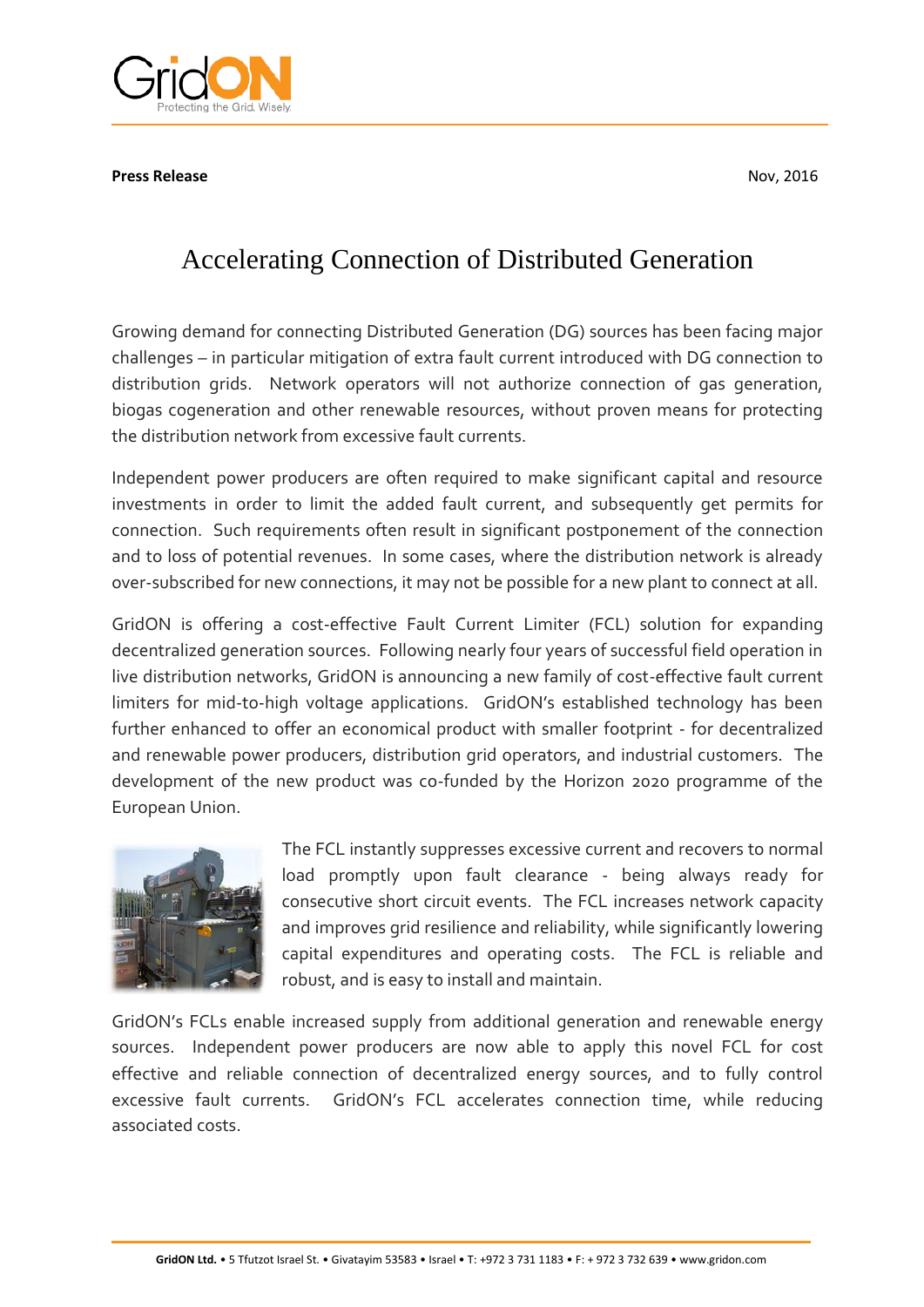**Press Release** Nov, 2016

# Accelerating Connection of Distributed Generation

Growing demand for connecting Distributed Generation (DG) sources has been facing major challenges – in particular mitigation of extra fault current introduced with DG connection to distribution grids. Network operators will not authorize connection of gas generation, biogas cogeneration and other renewable resources, without proven means for protecting the distribution network from excessive fault currents.

Independent power producers are often required to make significant capital and resource investments in order to limit the added fault current, and subsequently get permits for connection. Such requirements often result in significant postponement of the connection and to loss of potential revenues. In some cases, where the distribution network is already over-subscribed for new connections, it may not be possible for a new plant to connect at all.

GridON is offering a cost-effective Fault Current Limiter (FCL) solution for expanding decentralized generation sources. Following nearly four years of successful field operation in live distribution networks, GridON is announcing a new family of cost-effective fault current limiters for mid-to-high voltage applications. GridON's established technology has been further enhanced to offer an economical product with smaller footprint - for decentralized and renewable power producers, distribution grid operators, and industrial customers. The development of the new product was co-funded by the Horizon 2020 programme of the European Union.

The FCL instantly suppresses excessive current and recovers to normal load promptly upon fault clearance - being always ready for consecutive short circuit events. The FCL increases network capacity and improves grid resilience and reliability, while significantly lowering capital expenditures and operating costs. The FCL is reliable and robust, and is easy to install and maintain.

GridON's FCLs enable increased supply from additional generation and renewable energy sources. Independent power producers are now able to apply this novel FCL for cost effective and reliable connection of decentralized energy sources, and to fully control excessive fault currents. GridON's FCL accelerates connection time, while reducing associated costs.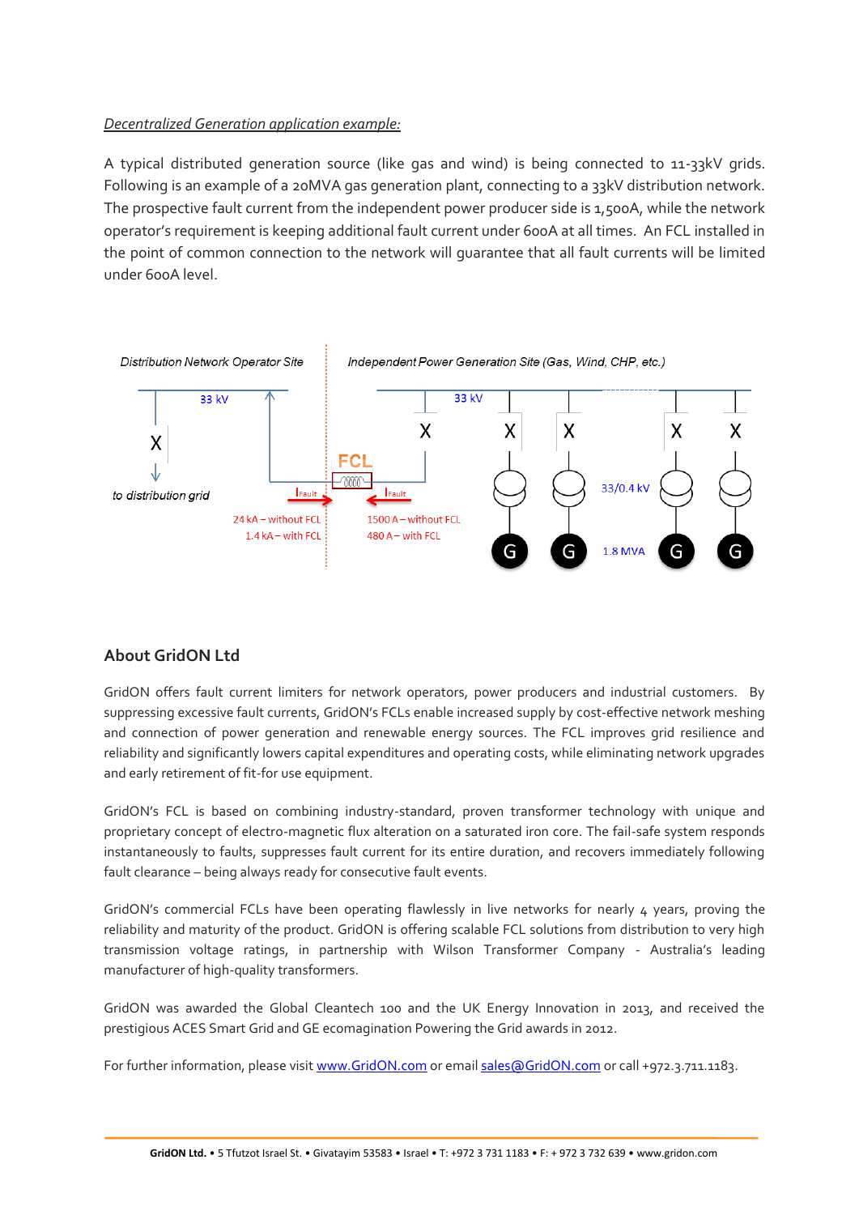*Decentralized Generation application example:*

A typical distributed generation source (like gas and wind) is being connected to 11-33kV grids. Following is an example of a 20MVA gas generation plant, connecting to a 33kV distribution network. The prospective fault current from the independent power producer side is 1,500A, while the network operator's requirement is keeping additional fault current under 600A at all times. An FCL installed in the point of common connection to the network will guarantee that all fault currents will be limited under 600A level.

Distribution Network Operator Site

Independent Power Generation Site (Gas, Wind, CHP, etc.)

33 kV

33 kV

to distribution grid

FCL

$I_{Fault}$

$I_{Fault}$

24 kA – without FCL
1.4 kA – with FCL

1500 A – without FCL
480 A – with FCL

33/0.4 kV

1.8 MVA

## About GridON Ltd

GridON offers fault current limiters for network operators, power producers and industrial customers. By suppressing excessive fault currents, GridON's FCLs enable increased supply by cost-effective network meshing and connection of power generation and renewable energy sources. The FCL improves grid resilience and reliability and significantly lowers capital expenditures and operating costs, while eliminating network upgrades and early retirement of fit-for use equipment.

GridON's FCL is based on combining industry-standard, proven transformer technology with unique and proprietary concept of electro-magnetic flux alteration on a saturated iron core. The fail-safe system responds instantaneously to faults, suppresses fault current for its entire duration, and recovers immediately following fault clearance – being always ready for consecutive fault events.

GridON's commercial FCLs have been operating flawlessly in live networks for nearly 4 years, proving the reliability and maturity of the product. GridON is offering scalable FCL solutions from distribution to very high transmission voltage ratings, in partnership with Wilson Transformer Company - Australia's leading manufacturer of high-quality transformers.

GridON was awarded the Global Cleantech 100 and the UK Energy Innovation in 2013, and received the prestigious ACES Smart Grid and GE ecomagination Powering the Grid awards in 2012.

For further information, please visit www.GridON.com or email sales@GridON.com or call +972.3.711.1183.